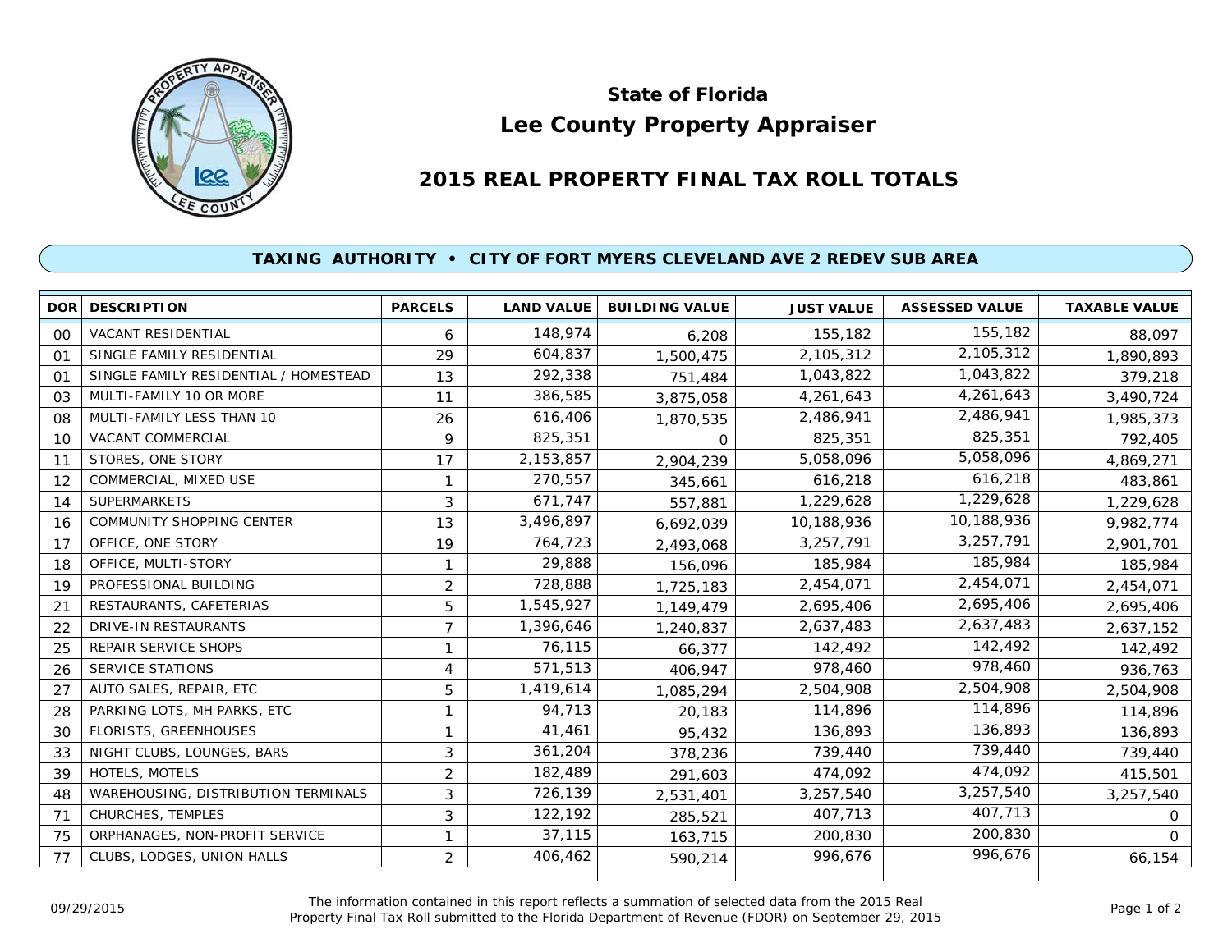# State of Florida
# Lee County Property Appraiser

## 2015 REAL PROPERTY FINAL TAX ROLL TOTALS

### TAXING AUTHORITY • CITY OF FORT MYERS CLEVELAND AVE 2 REDEV SUB AREA

| DOR | DESCRIPTION | PARCELS | LAND VALUE | BUILDING VALUE | JUST VALUE | ASSESSED VALUE | TAXABLE VALUE |
|---|---|---|---|---|---|---|---|
| 00 | VACANT RESIDENTIAL | 6 | 148,974 | 6,208 | 155,182 | 155,182 | 88,097 |
| 01 | SINGLE FAMILY RESIDENTIAL | 29 | 604,837 | 1,500,475 | 2,105,312 | 2,105,312 | 1,890,893 |
| 01 | SINGLE FAMILY RESIDENTIAL / HOMESTEAD | 13 | 292,338 | 751,484 | 1,043,822 | 1,043,822 | 379,218 |
| 03 | MULTI-FAMILY 10 OR MORE | 11 | 386,585 | 3,875,058 | 4,261,643 | 4,261,643 | 3,490,724 |
| 08 | MULTI-FAMILY LESS THAN 10 | 26 | 616,406 | 1,870,535 | 2,486,941 | 2,486,941 | 1,985,373 |
| 10 | VACANT COMMERCIAL | 9 | 825,351 | 0 | 825,351 | 825,351 | 792,405 |
| 11 | STORES, ONE STORY | 17 | 2,153,857 | 2,904,239 | 5,058,096 | 5,058,096 | 4,869,271 |
| 12 | COMMERCIAL, MIXED USE | 1 | 270,557 | 345,661 | 616,218 | 616,218 | 483,861 |
| 14 | SUPERMARKETS | 3 | 671,747 | 557,881 | 1,229,628 | 1,229,628 | 1,229,628 |
| 16 | COMMUNITY SHOPPING CENTER | 13 | 3,496,897 | 6,692,039 | 10,188,936 | 10,188,936 | 9,982,774 |
| 17 | OFFICE, ONE STORY | 19 | 764,723 | 2,493,068 | 3,257,791 | 3,257,791 | 2,901,701 |
| 18 | OFFICE, MULTI-STORY | 1 | 29,888 | 156,096 | 185,984 | 185,984 | 185,984 |
| 19 | PROFESSIONAL BUILDING | 2 | 728,888 | 1,725,183 | 2,454,071 | 2,454,071 | 2,454,071 |
| 21 | RESTAURANTS, CAFETERIAS | 5 | 1,545,927 | 1,149,479 | 2,695,406 | 2,695,406 | 2,695,406 |
| 22 | DRIVE-IN RESTAURANTS | 7 | 1,396,646 | 1,240,837 | 2,637,483 | 2,637,483 | 2,637,152 |
| 25 | REPAIR SERVICE SHOPS | 1 | 76,115 | 66,377 | 142,492 | 142,492 | 142,492 |
| 26 | SERVICE STATIONS | 4 | 571,513 | 406,947 | 978,460 | 978,460 | 936,763 |
| 27 | AUTO SALES, REPAIR, ETC | 5 | 1,419,614 | 1,085,294 | 2,504,908 | 2,504,908 | 2,504,908 |
| 28 | PARKING LOTS, MH PARKS, ETC | 1 | 94,713 | 20,183 | 114,896 | 114,896 | 114,896 |
| 30 | FLORISTS, GREENHOUSES | 1 | 41,461 | 95,432 | 136,893 | 136,893 | 136,893 |
| 33 | NIGHT CLUBS, LOUNGES, BARS | 3 | 361,204 | 378,236 | 739,440 | 739,440 | 739,440 |
| 39 | HOTELS, MOTELS | 2 | 182,489 | 291,603 | 474,092 | 474,092 | 415,501 |
| 48 | WAREHOUSING, DISTRIBUTION TERMINALS | 3 | 726,139 | 2,531,401 | 3,257,540 | 3,257,540 | 3,257,540 |
| 71 | CHURCHES, TEMPLES | 3 | 122,192 | 285,521 | 407,713 | 407,713 | 0 |
| 75 | ORPHANAGES, NON-PROFIT SERVICE | 1 | 37,115 | 163,715 | 200,830 | 200,830 | 0 |
| 77 | CLUBS, LODGES, UNION HALLS | 2 | 406,462 | 590,214 | 996,676 | 996,676 | 66,154 |

09/29/2015

The information contained in this report reflects a summation of selected data from the 2015 Real Property Final Tax Roll submitted to the Florida Department of Revenue (FDOR) on September 29, 2015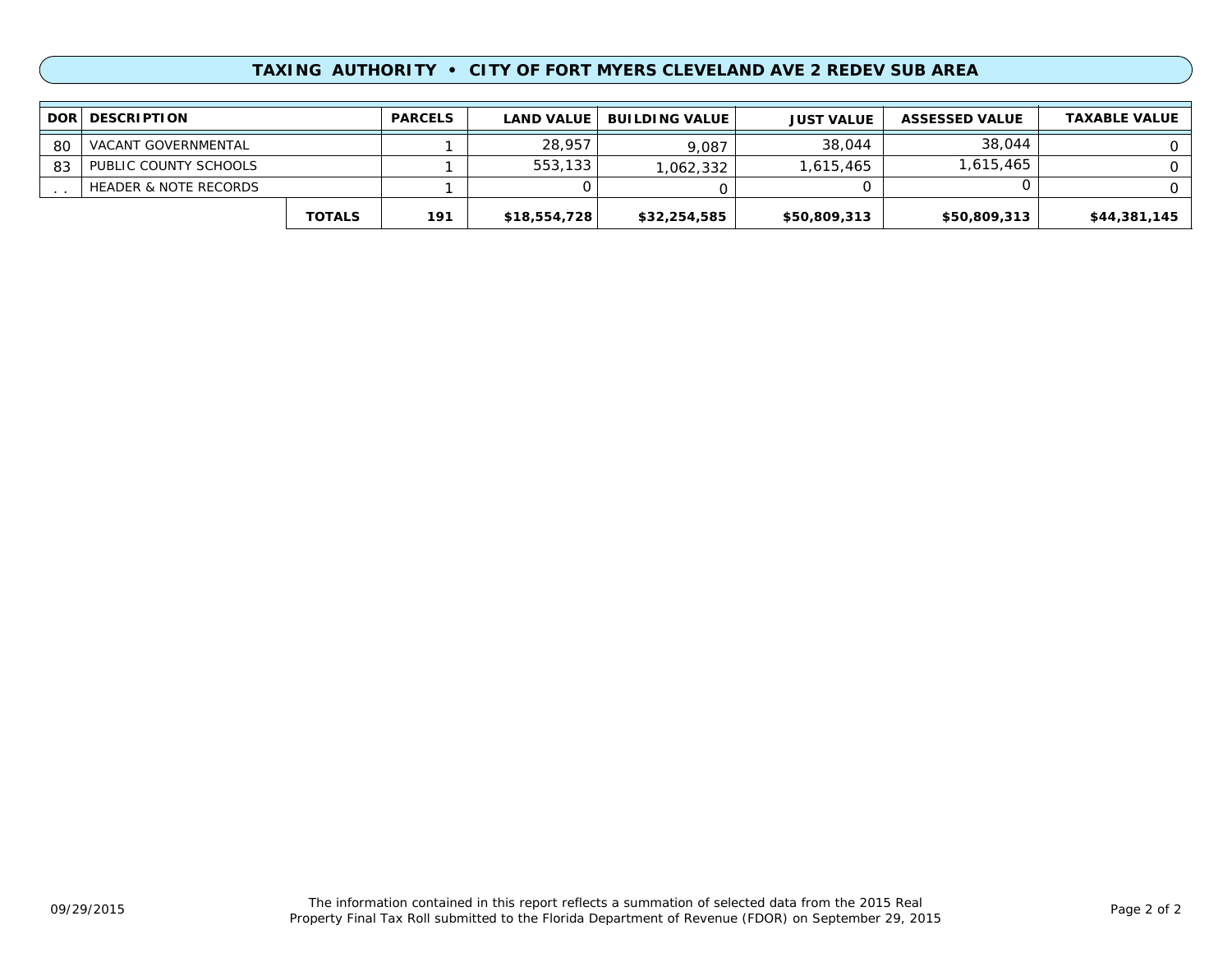## TAXING AUTHORITY • CITY OF FORT MYERS CLEVELAND AVE 2 REDEV SUB AREA

| DOR | DESCRIPTION | | PARCELS | LAND VALUE | BUILDING VALUE | JUST VALUE | ASSESSED VALUE | TAXABLE VALUE |
|---|---|---|---|---|---|---|---|---|
| 80 | VACANT GOVERNMENTAL | | 1 | 28,957 | 9,087 | 38,044 | 38,044 | 0 |
| 83 | PUBLIC COUNTY SCHOOLS | | 1 | 553,133 | 1,062,332 | 1,615,465 | 1,615,465 | 0 |
| . . | HEADER & NOTE RECORDS | | 1 | 0 | 0 | 0 | 0 | 0 |
| | | **TOTALS** | **191** | **$18,554,728** | **$32,254,585** | **$50,809,313** | **$50,809,313** | **$44,381,145** |

09/29/2015

*The information contained in this report reflects a summation of selected data from the 2015 Real Property Final Tax Roll submitted to the Florida Department of Revenue (FDOR) on September 29, 2015*